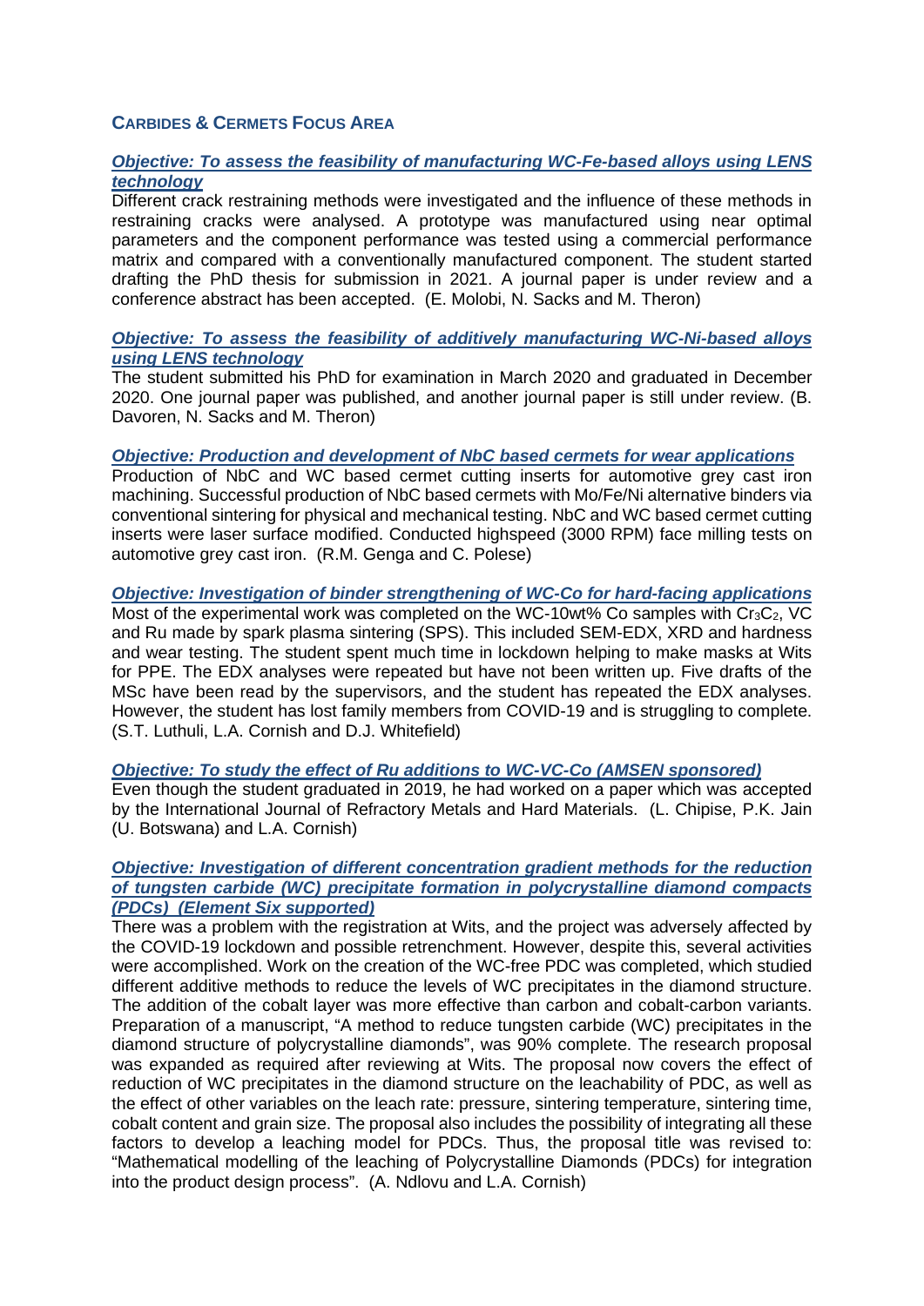## CARBIDES & CERMETS FOCUS AREA

### *Objective: To assess the feasibility of manufacturing WC-Fe-based alloys using LENS technology*

Different crack restraining methods were investigated and the influence of these methods in restraining cracks were analysed. A prototype was manufactured using near optimal parameters and the component performance was tested using a commercial performance matrix and compared with a conventionally manufactured component. The student started drafting the PhD thesis for submission in 2021. A journal paper is under review and a conference abstract has been accepted. (E. Molobi, N. Sacks and M. Theron)

### *Objective: To assess the feasibility of additively manufacturing WC-Ni-based alloys using LENS technology*

The student submitted his PhD for examination in March 2020 and graduated in December 2020. One journal paper was published, and another journal paper is still under review. (B. Davoren, N. Sacks and M. Theron)

### *Objective: Production and development of NbC based cermets for wear applications*

Production of NbC and WC based cermet cutting inserts for automotive grey cast iron machining. Successful production of NbC based cermets with Mo/Fe/Ni alternative binders via conventional sintering for physical and mechanical testing. NbC and WC based cermet cutting inserts were laser surface modified. Conducted highspeed (3000 RPM) face milling tests on automotive grey cast iron. (R.M. Genga and C. Polese)

### *Objective: Investigation of binder strengthening of WC-Co for hard-facing applications*

Most of the experimental work was completed on the WC-10wt% Co samples with $Cr_3C_2$, VC and Ru made by spark plasma sintering (SPS). This included SEM-EDX, XRD and hardness and wear testing. The student spent much time in lockdown helping to make masks at Wits for PPE. The EDX analyses were repeated but have not been written up. Five drafts of the MSc have been read by the supervisors, and the student has repeated the EDX analyses. However, the student has lost family members from COVID-19 and is struggling to complete. (S.T. Luthuli, L.A. Cornish and D.J. Whitefield)

### *Objective: To study the effect of Ru additions to WC-VC-Co (AMSEN sponsored)*

Even though the student graduated in 2019, he had worked on a paper which was accepted by the International Journal of Refractory Metals and Hard Materials. (L. Chipise, P.K. Jain (U. Botswana) and L.A. Cornish)

### *Objective: Investigation of different concentration gradient methods for the reduction of tungsten carbide (WC) precipitate formation in polycrystalline diamond compacts (PDCs) (Element Six supported)*

There was a problem with the registration at Wits, and the project was adversely affected by the COVID-19 lockdown and possible retrenchment. However, despite this, several activities were accomplished. Work on the creation of the WC-free PDC was completed, which studied different additive methods to reduce the levels of WC precipitates in the diamond structure. The addition of the cobalt layer was more effective than carbon and cobalt-carbon variants. Preparation of a manuscript, "A method to reduce tungsten carbide (WC) precipitates in the diamond structure of polycrystalline diamonds", was 90% complete. The research proposal was expanded as required after reviewing at Wits. The proposal now covers the effect of reduction of WC precipitates in the diamond structure on the leachability of PDC, as well as the effect of other variables on the leach rate: pressure, sintering temperature, sintering time, cobalt content and grain size. The proposal also includes the possibility of integrating all these factors to develop a leaching model for PDCs. Thus, the proposal title was revised to: "Mathematical modelling of the leaching of Polycrystalline Diamonds (PDCs) for integration into the product design process". (A. Ndlovu and L.A. Cornish)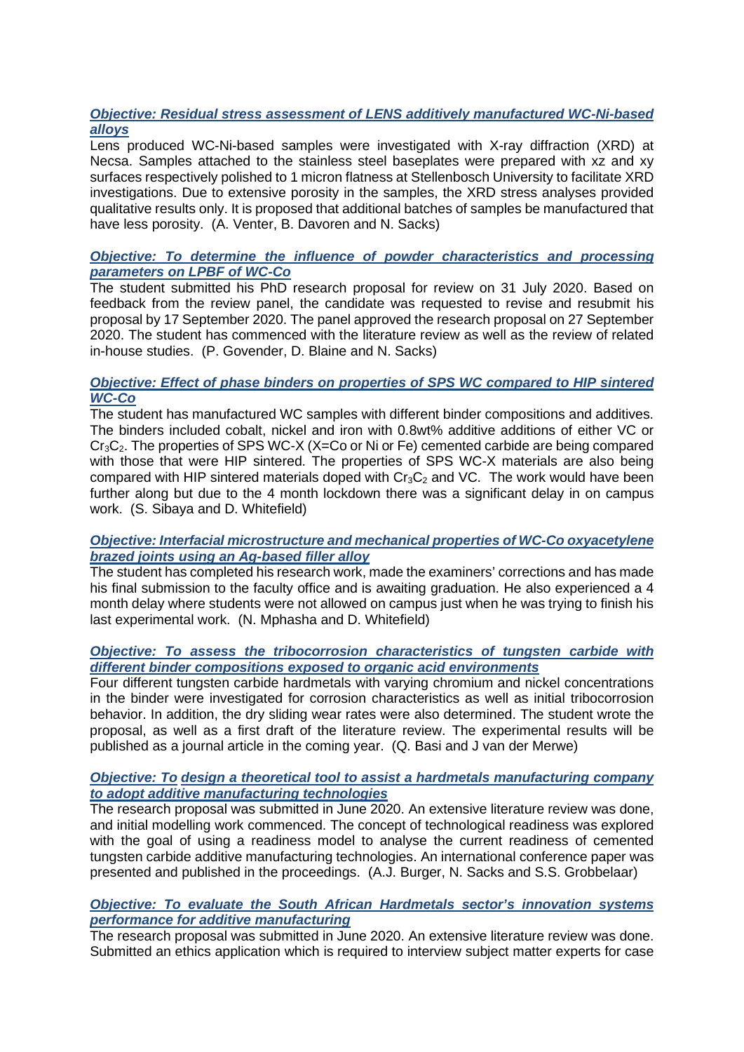***Objective: Residual stress assessment of LENS additively manufactured WC-Ni-based alloys***

Lens produced WC-Ni-based samples were investigated with X-ray diffraction (XRD) at Necsa. Samples attached to the stainless steel baseplates were prepared with xz and xy surfaces respectively polished to 1 micron flatness at Stellenbosch University to facilitate XRD investigations. Due to extensive porosity in the samples, the XRD stress analyses provided qualitative results only. It is proposed that additional batches of samples be manufactured that have less porosity. (A. Venter, B. Davoren and N. Sacks)

***Objective: To determine the influence of powder characteristics and processing parameters on LPBF of WC-Co***

The student submitted his PhD research proposal for review on 31 July 2020. Based on feedback from the review panel, the candidate was requested to revise and resubmit his proposal by 17 September 2020. The panel approved the research proposal on 27 September 2020. The student has commenced with the literature review as well as the review of related in-house studies. (P. Govender, D. Blaine and N. Sacks)

***Objective: Effect of phase binders on properties of SPS WC compared to HIP sintered WC-Co***

The student has manufactured WC samples with different binder compositions and additives. The binders included cobalt, nickel and iron with 0.8wt% additive additions of either VC or $Cr_3C_2$. The properties of SPS WC-X (X=Co or Ni or Fe) cemented carbide are being compared with those that were HIP sintered. The properties of SPS WC-X materials are also being compared with HIP sintered materials doped with $Cr_3C_2$ and VC. The work would have been further along but due to the 4 month lockdown there was a significant delay in on campus work. (S. Sibaya and D. Whitefield)

***Objective: Interfacial microstructure and mechanical properties of WC-Co oxyacetylene brazed joints using an Ag-based filler alloy***

The student has completed his research work, made the examiners' corrections and has made his final submission to the faculty office and is awaiting graduation. He also experienced a 4 month delay where students were not allowed on campus just when he was trying to finish his last experimental work. (N. Mphasha and D. Whitefield)

***Objective: To assess the tribocorrosion characteristics of tungsten carbide with different binder compositions exposed to organic acid environments***

Four different tungsten carbide hardmetals with varying chromium and nickel concentrations in the binder were investigated for corrosion characteristics as well as initial tribocorrosion behavior. In addition, the dry sliding wear rates were also determined. The student wrote the proposal, as well as a first draft of the literature review. The experimental results will be published as a journal article in the coming year. (Q. Basi and J van der Merwe)

***Objective: To design a theoretical tool to assist a hardmetals manufacturing company to adopt additive manufacturing technologies***

The research proposal was submitted in June 2020. An extensive literature review was done, and initial modelling work commenced. The concept of technological readiness was explored with the goal of using a readiness model to analyse the current readiness of cemented tungsten carbide additive manufacturing technologies. An international conference paper was presented and published in the proceedings. (A.J. Burger, N. Sacks and S.S. Grobbelaar)

***Objective: To evaluate the South African Hardmetals sector's innovation systems performance for additive manufacturing***

The research proposal was submitted in June 2020. An extensive literature review was done. Submitted an ethics application which is required to interview subject matter experts for case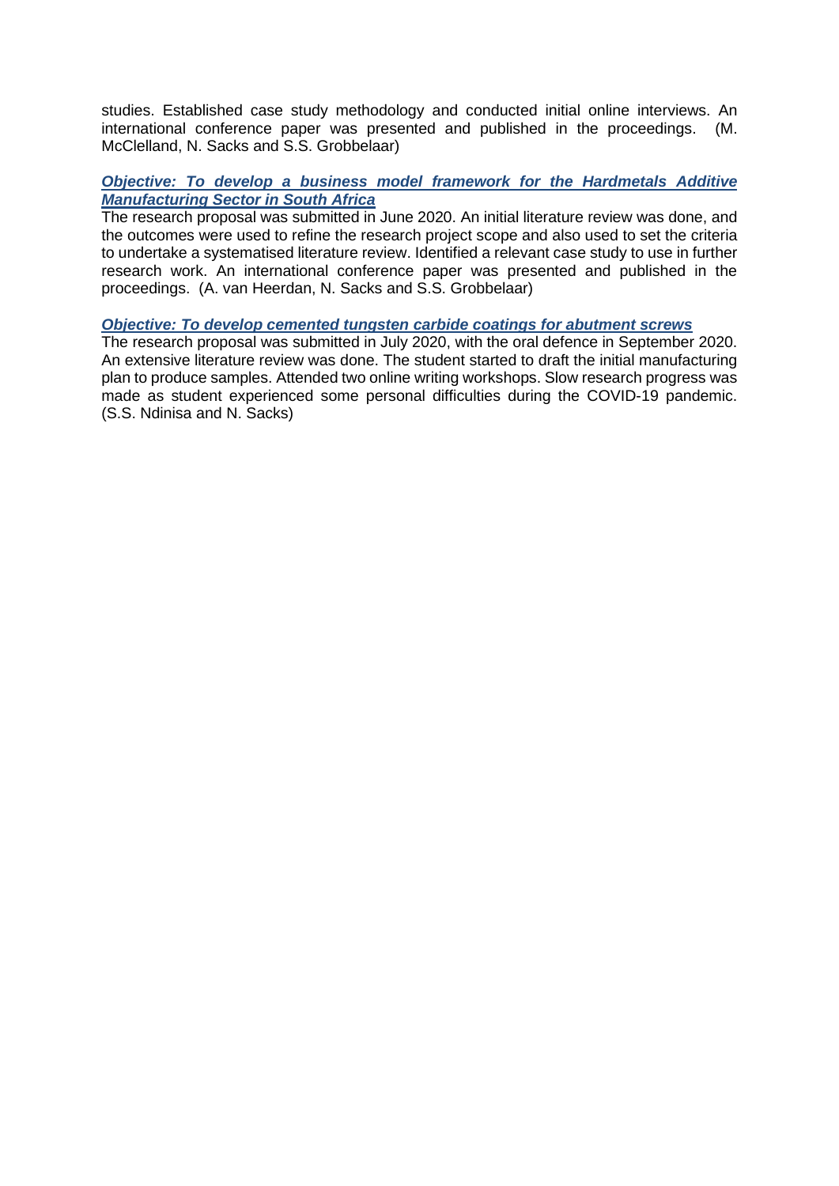studies. Established case study methodology and conducted initial online interviews. An international conference paper was presented and published in the proceedings. (M. McClelland, N. Sacks and S.S. Grobbelaar)

***Objective: To develop a business model framework for the Hardmetals Additive Manufacturing Sector in South Africa***

The research proposal was submitted in June 2020. An initial literature review was done, and the outcomes were used to refine the research project scope and also used to set the criteria to undertake a systematised literature review. Identified a relevant case study to use in further research work. An international conference paper was presented and published in the proceedings. (A. van Heerdan, N. Sacks and S.S. Grobbelaar)

***Objective: To develop cemented tungsten carbide coatings for abutment screws***

The research proposal was submitted in July 2020, with the oral defence in September 2020. An extensive literature review was done. The student started to draft the initial manufacturing plan to produce samples. Attended two online writing workshops. Slow research progress was made as student experienced some personal difficulties during the COVID-19 pandemic. (S.S. Ndinisa and N. Sacks)